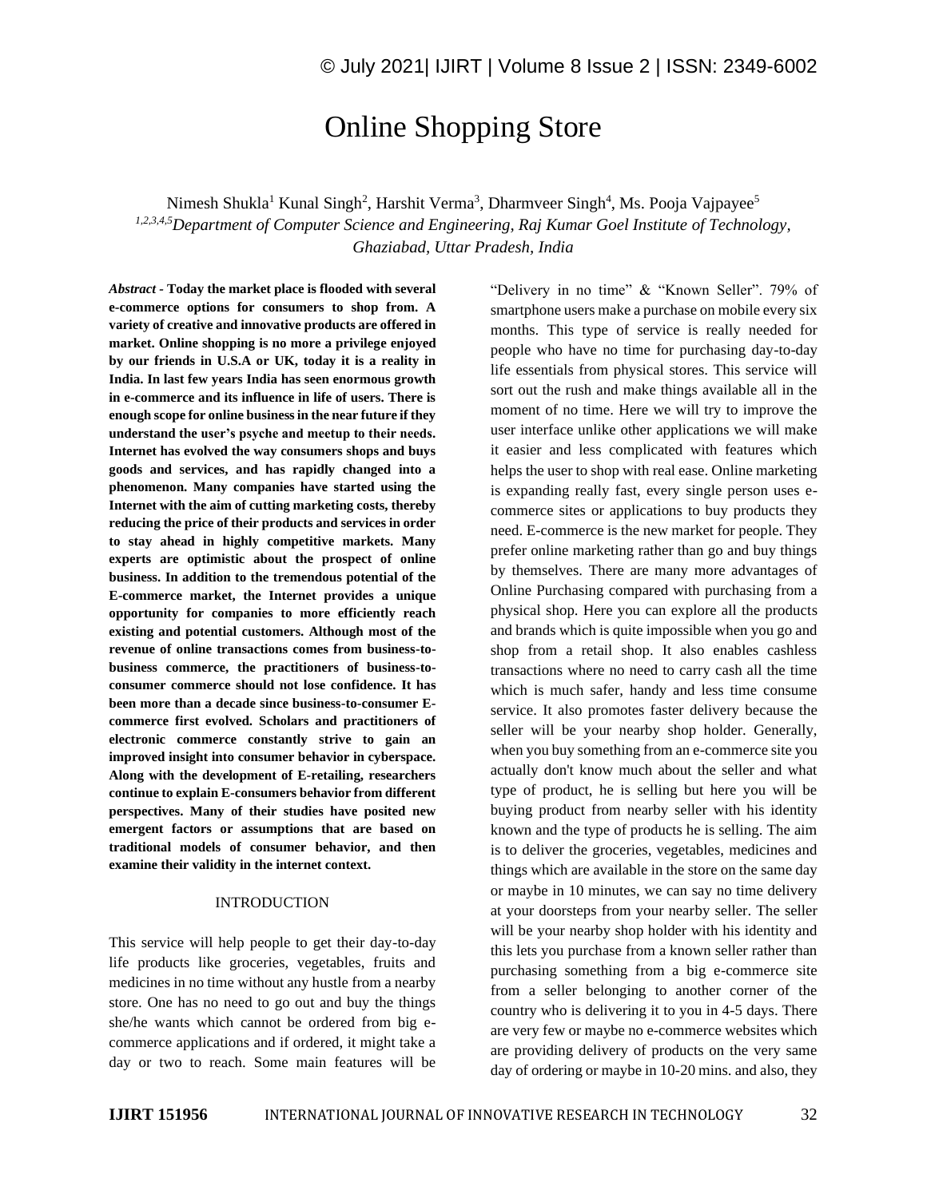# Online Shopping Store

Nimesh Shukla[1] Kunal Singh[2], Harshit Verma[3], Dharmveer Singh[4], Ms. Pooja Vajpayee[5]

*[1,2,3,4,5]Department of Computer Science and Engineering, Raj Kumar Goel Institute of Technology, Ghaziabad, Uttar Pradesh, India*

*Abstract* - **Today the market place is flooded with several e-commerce options for consumers to shop from. A variety of creative and innovative products are offered in market. Online shopping is no more a privilege enjoyed by our friends in U.S.A or UK, today it is a reality in India. In last few years India has seen enormous growth in e-commerce and its influence in life of users. There is enough scope for online business in the near future if they understand the user's psyche and meetup to their needs. Internet has evolved the way consumers shops and buys goods and services, and has rapidly changed into a phenomenon. Many companies have started using the Internet with the aim of cutting marketing costs, thereby reducing the price of their products and services in order to stay ahead in highly competitive markets. Many experts are optimistic about the prospect of online business. In addition to the tremendous potential of the E-commerce market, the Internet provides a unique opportunity for companies to more efficiently reach existing and potential customers. Although most of the revenue of online transactions comes from business-to-business commerce, the practitioners of business-to-consumer commerce should not lose confidence. It has been more than a decade since business-to-consumer E-commerce first evolved. Scholars and practitioners of electronic commerce constantly strive to gain an improved insight into consumer behavior in cyberspace. Along with the development of E-retailing, researchers continue to explain E-consumers behavior from different perspectives. Many of their studies have posited new emergent factors or assumptions that are based on traditional models of consumer behavior, and then examine their validity in the internet context.**

## INTRODUCTION

This service will help people to get their day-to-day life products like groceries, vegetables, fruits and medicines in no time without any hustle from a nearby store. One has no need to go out and buy the things she/he wants which cannot be ordered from big e-commerce applications and if ordered, it might take a day or two to reach. Some main features will be "Delivery in no time" & "Known Seller". 79% of smartphone users make a purchase on mobile every six months. This type of service is really needed for people who have no time for purchasing day-to-day life essentials from physical stores. This service will sort out the rush and make things available all in the moment of no time. Here we will try to improve the user interface unlike other applications we will make it easier and less complicated with features which helps the user to shop with real ease. Online marketing is expanding really fast, every single person uses e-commerce sites or applications to buy products they need. E-commerce is the new market for people. They prefer online marketing rather than go and buy things by themselves. There are many more advantages of Online Purchasing compared with purchasing from a physical shop. Here you can explore all the products and brands which is quite impossible when you go and shop from a retail shop. It also enables cashless transactions where no need to carry cash all the time which is much safer, handy and less time consume service. It also promotes faster delivery because the seller will be your nearby shop holder. Generally, when you buy something from an e-commerce site you actually don't know much about the seller and what type of product, he is selling but here you will be buying product from nearby seller with his identity known and the type of products he is selling. The aim is to deliver the groceries, vegetables, medicines and things which are available in the store on the same day or maybe in 10 minutes, we can say no time delivery at your doorsteps from your nearby seller. The seller will be your nearby shop holder with his identity and this lets you purchase from a known seller rather than purchasing something from a big e-commerce site from a seller belonging to another corner of the country who is delivering it to you in 4-5 days. There are very few or maybe no e-commerce websites which are providing delivery of products on the very same day of ordering or maybe in 10-20 mins. and also, they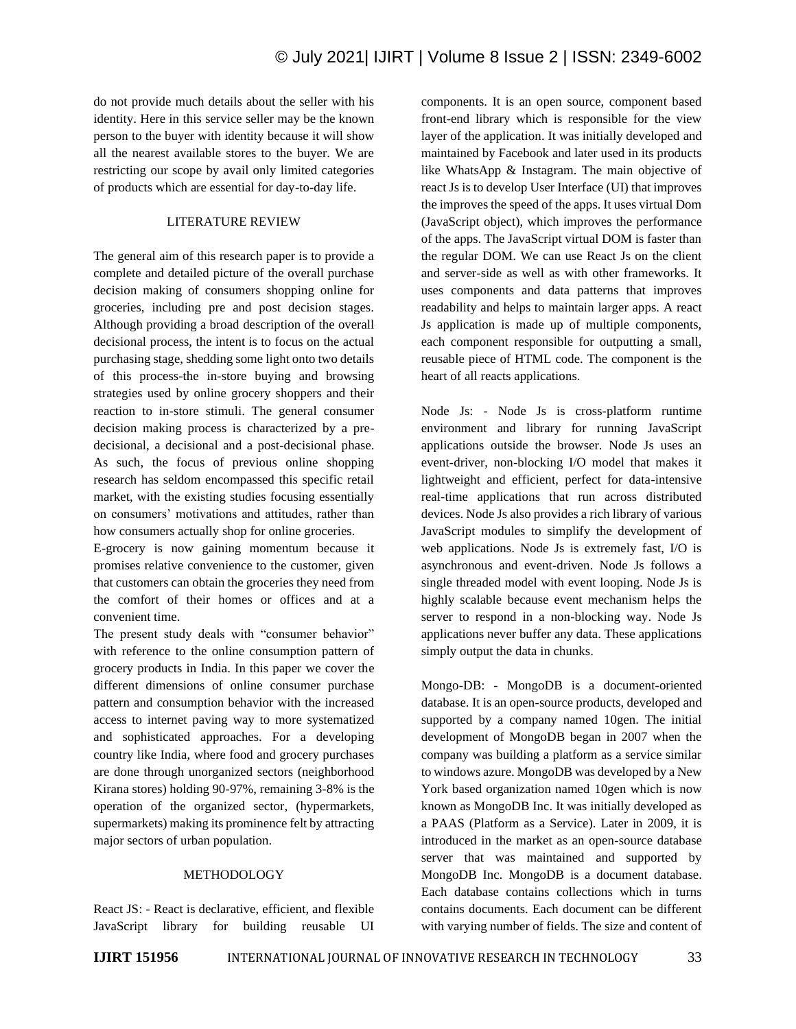do not provide much details about the seller with his identity. Here in this service seller may be the known person to the buyer with identity because it will show all the nearest available stores to the buyer. We are restricting our scope by avail only limited categories of products which are essential for day-to-day life.

## LITERATURE REVIEW

The general aim of this research paper is to provide a complete and detailed picture of the overall purchase decision making of consumers shopping online for groceries, including pre and post decision stages. Although providing a broad description of the overall decisional process, the intent is to focus on the actual purchasing stage, shedding some light onto two details of this process-the in-store buying and browsing strategies used by online grocery shoppers and their reaction to in-store stimuli. The general consumer decision making process is characterized by a pre-decisional, a decisional and a post-decisional phase. As such, the focus of previous online shopping research has seldom encompassed this specific retail market, with the existing studies focusing essentially on consumers' motivations and attitudes, rather than how consumers actually shop for online groceries.

E-grocery is now gaining momentum because it promises relative convenience to the customer, given that customers can obtain the groceries they need from the comfort of their homes or offices and at a convenient time.

The present study deals with "consumer behavior" with reference to the online consumption pattern of grocery products in India. In this paper we cover the different dimensions of online consumer purchase pattern and consumption behavior with the increased access to internet paving way to more systematized and sophisticated approaches. For a developing country like India, where food and grocery purchases are done through unorganized sectors (neighborhood Kirana stores) holding 90-97%, remaining 3-8% is the operation of the organized sector, (hypermarkets, supermarkets) making its prominence felt by attracting major sectors of urban population.

## METHODOLOGY

React JS: - React is declarative, efficient, and flexible JavaScript library for building reusable UI components. It is an open source, component based front-end library which is responsible for the view layer of the application. It was initially developed and maintained by Facebook and later used in its products like WhatsApp & Instagram. The main objective of react Js is to develop User Interface (UI) that improves the improves the speed of the apps. It uses virtual Dom (JavaScript object), which improves the performance of the apps. The JavaScript virtual DOM is faster than the regular DOM. We can use React Js on the client and server-side as well as with other frameworks. It uses components and data patterns that improves readability and helps to maintain larger apps. A react Js application is made up of multiple components, each component responsible for outputting a small, reusable piece of HTML code. The component is the heart of all reacts applications.

Node Js: - Node Js is cross-platform runtime environment and library for running JavaScript applications outside the browser. Node Js uses an event-driver, non-blocking I/O model that makes it lightweight and efficient, perfect for data-intensive real-time applications that run across distributed devices. Node Js also provides a rich library of various JavaScript modules to simplify the development of web applications. Node Js is extremely fast, I/O is asynchronous and event-driven. Node Js follows a single threaded model with event looping. Node Js is highly scalable because event mechanism helps the server to respond in a non-blocking way. Node Js applications never buffer any data. These applications simply output the data in chunks.

Mongo-DB: - MongoDB is a document-oriented database. It is an open-source products, developed and supported by a company named 10gen. The initial development of MongoDB began in 2007 when the company was building a platform as a service similar to windows azure. MongoDB was developed by a New York based organization named 10gen which is now known as MongoDB Inc. It was initially developed as a PAAS (Platform as a Service). Later in 2009, it is introduced in the market as an open-source database server that was maintained and supported by MongoDB Inc. MongoDB is a document database. Each database contains collections which in turns contains documents. Each document can be different with varying number of fields. The size and content of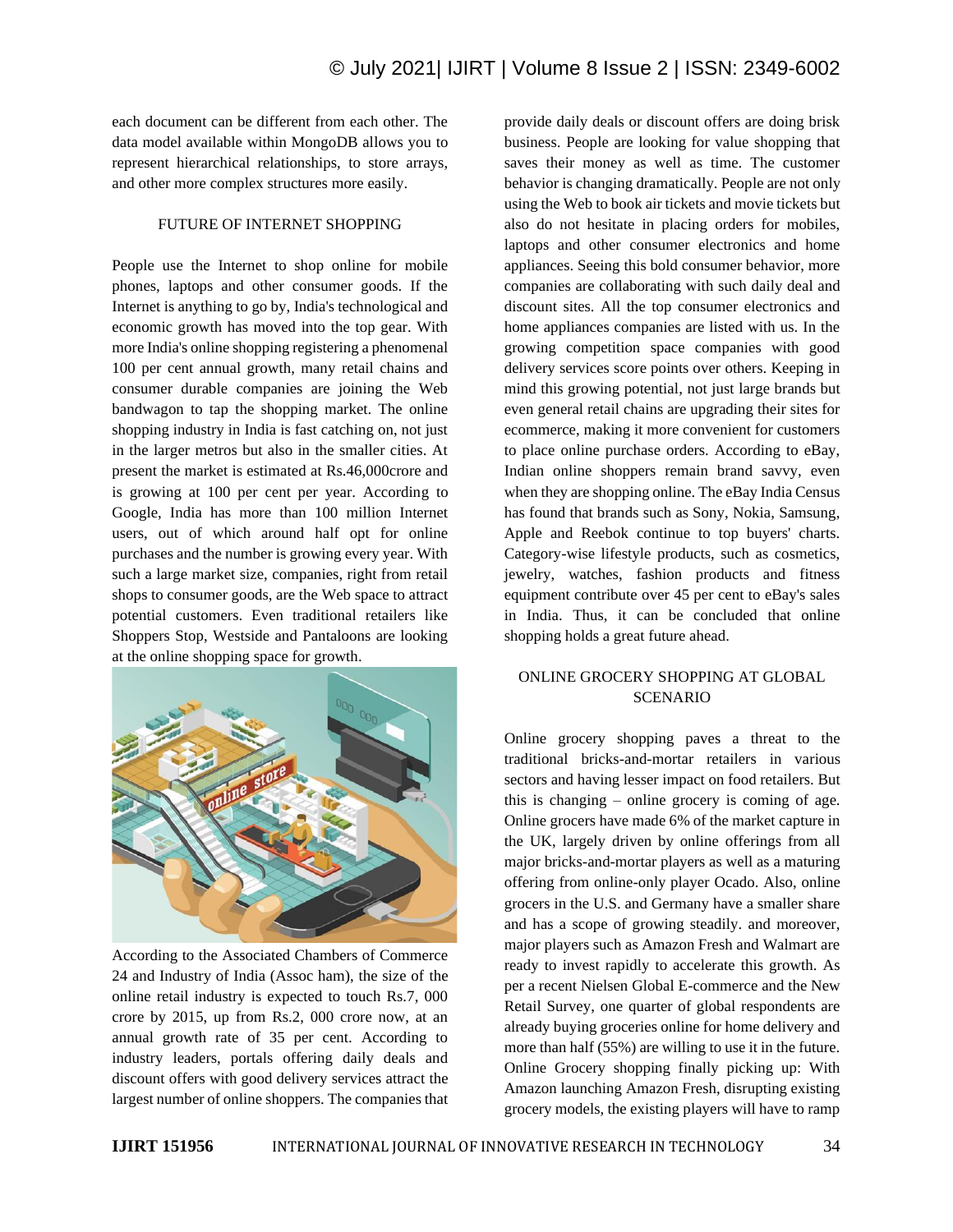each document can be different from each other. The data model available within MongoDB allows you to represent hierarchical relationships, to store arrays, and other more complex structures more easily.

## FUTURE OF INTERNET SHOPPING

People use the Internet to shop online for mobile phones, laptops and other consumer goods. If the Internet is anything to go by, India's technological and economic growth has moved into the top gear. With more India's online shopping registering a phenomenal 100 per cent annual growth, many retail chains and consumer durable companies are joining the Web bandwagon to tap the shopping market. The online shopping industry in India is fast catching on, not just in the larger metros but also in the smaller cities. At present the market is estimated at Rs.46,000crore and is growing at 100 per cent per year. According to Google, India has more than 100 million Internet users, out of which around half opt for online purchases and the number is growing every year. With such a large market size, companies, right from retail shops to consumer goods, are the Web space to attract potential customers. Even traditional retailers like Shoppers Stop, Westside and Pantaloons are looking at the online shopping space for growth.

According to the Associated Chambers of Commerce 24 and Industry of India (Assoc ham), the size of the online retail industry is expected to touch Rs.7, 000 crore by 2015, up from Rs.2, 000 crore now, at an annual growth rate of 35 per cent. According to industry leaders, portals offering daily deals and discount offers with good delivery services attract the largest number of online shoppers. The companies that provide daily deals or discount offers are doing brisk business. People are looking for value shopping that saves their money as well as time. The customer behavior is changing dramatically. People are not only using the Web to book air tickets and movie tickets but also do not hesitate in placing orders for mobiles, laptops and other consumer electronics and home appliances. Seeing this bold consumer behavior, more companies are collaborating with such daily deal and discount sites. All the top consumer electronics and home appliances companies are listed with us. In the growing competition space companies with good delivery services score points over others. Keeping in mind this growing potential, not just large brands but even general retail chains are upgrading their sites for ecommerce, making it more convenient for customers to place online purchase orders. According to eBay, Indian online shoppers remain brand savvy, even when they are shopping online. The eBay India Census has found that brands such as Sony, Nokia, Samsung, Apple and Reebok continue to top buyers' charts. Category-wise lifestyle products, such as cosmetics, jewelry, watches, fashion products and fitness equipment contribute over 45 per cent to eBay's sales in India. Thus, it can be concluded that online shopping holds a great future ahead.

## ONLINE GROCERY SHOPPING AT GLOBAL SCENARIO

Online grocery shopping paves a threat to the traditional bricks-and-mortar retailers in various sectors and having lesser impact on food retailers. But this is changing – online grocery is coming of age. Online grocers have made 6% of the market capture in the UK, largely driven by online offerings from all major bricks-and-mortar players as well as a maturing offering from online-only player Ocado. Also, online grocers in the U.S. and Germany have a smaller share and has a scope of growing steadily. and moreover, major players such as Amazon Fresh and Walmart are ready to invest rapidly to accelerate this growth. As per a recent Nielsen Global E-commerce and the New Retail Survey, one quarter of global respondents are already buying groceries online for home delivery and more than half (55%) are willing to use it in the future. Online Grocery shopping finally picking up: With Amazon launching Amazon Fresh, disrupting existing grocery models, the existing players will have to ramp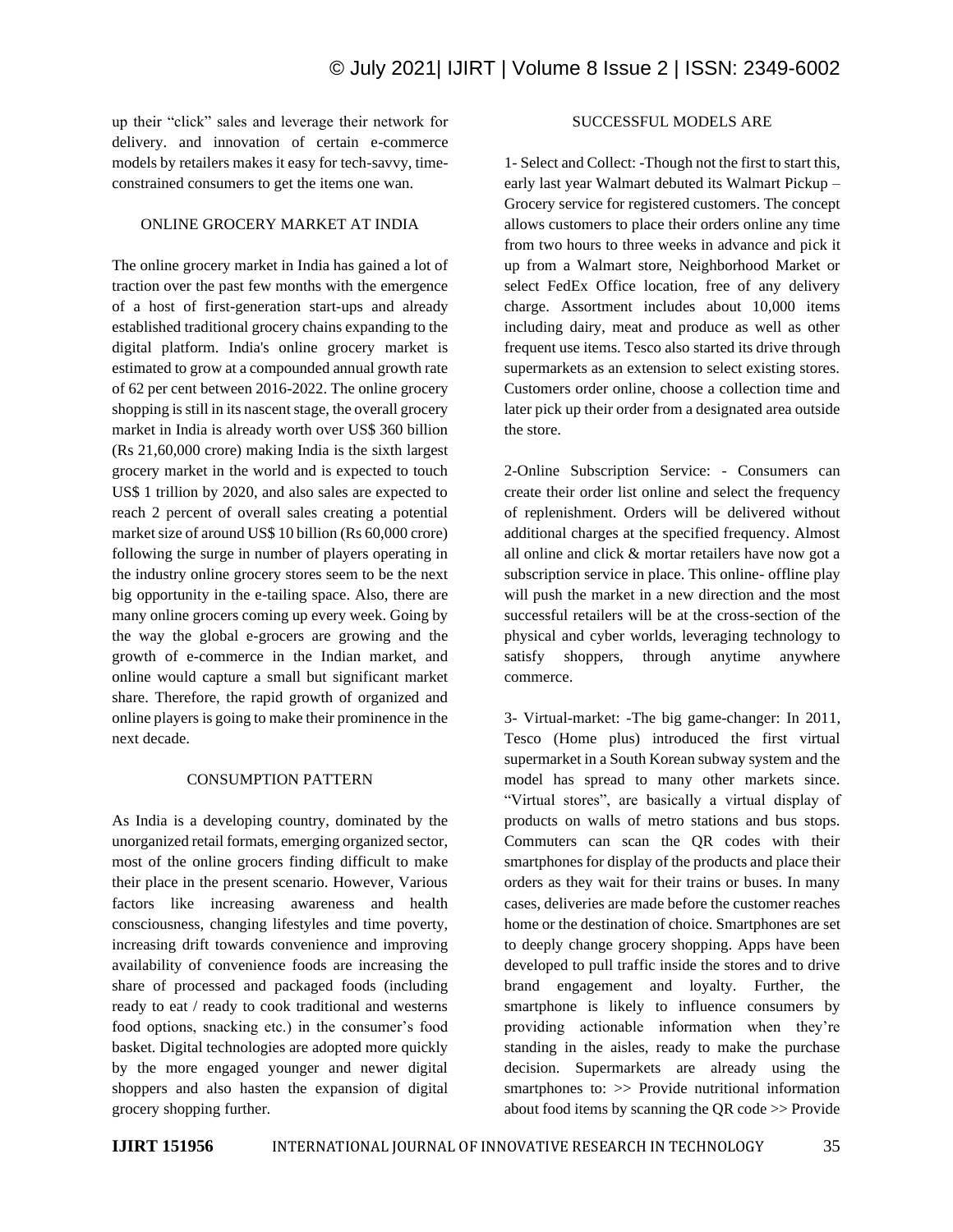up their "click" sales and leverage their network for delivery. and innovation of certain e-commerce models by retailers makes it easy for tech-savvy, time-constrained consumers to get the items one wan.

## ONLINE GROCERY MARKET AT INDIA

The online grocery market in India has gained a lot of traction over the past few months with the emergence of a host of first-generation start-ups and already established traditional grocery chains expanding to the digital platform. India's online grocery market is estimated to grow at a compounded annual growth rate of 62 per cent between 2016-2022. The online grocery shopping is still in its nascent stage, the overall grocery market in India is already worth over US$ 360 billion (Rs 21,60,000 crore) making India is the sixth largest grocery market in the world and is expected to touch US$ 1 trillion by 2020, and also sales are expected to reach 2 percent of overall sales creating a potential market size of around US$ 10 billion (Rs 60,000 crore) following the surge in number of players operating in the industry online grocery stores seem to be the next big opportunity in the e-tailing space. Also, there are many online grocers coming up every week. Going by the way the global e-grocers are growing and the growth of e-commerce in the Indian market, and online would capture a small but significant market share. Therefore, the rapid growth of organized and online players is going to make their prominence in the next decade.

## CONSUMPTION PATTERN

As India is a developing country, dominated by the unorganized retail formats, emerging organized sector, most of the online grocers finding difficult to make their place in the present scenario. However, Various factors like increasing awareness and health consciousness, changing lifestyles and time poverty, increasing drift towards convenience and improving availability of convenience foods are increasing the share of processed and packaged foods (including ready to eat / ready to cook traditional and westerns food options, snacking etc.) in the consumer's food basket. Digital technologies are adopted more quickly by the more engaged younger and newer digital shoppers and also hasten the expansion of digital grocery shopping further.

## SUCCESSFUL MODELS ARE

1- Select and Collect: -Though not the first to start this, early last year Walmart debuted its Walmart Pickup – Grocery service for registered customers. The concept allows customers to place their orders online any time from two hours to three weeks in advance and pick it up from a Walmart store, Neighborhood Market or select FedEx Office location, free of any delivery charge. Assortment includes about 10,000 items including dairy, meat and produce as well as other frequent use items. Tesco also started its drive through supermarkets as an extension to select existing stores. Customers order online, choose a collection time and later pick up their order from a designated area outside the store.

2-Online Subscription Service: - Consumers can create their order list online and select the frequency of replenishment. Orders will be delivered without additional charges at the specified frequency. Almost all online and click & mortar retailers have now got a subscription service in place. This online- offline play will push the market in a new direction and the most successful retailers will be at the cross-section of the physical and cyber worlds, leveraging technology to satisfy shoppers, through anytime anywhere commerce.

3- Virtual-market: -The big game-changer: In 2011, Tesco (Home plus) introduced the first virtual supermarket in a South Korean subway system and the model has spread to many other markets since. "Virtual stores", are basically a virtual display of products on walls of metro stations and bus stops. Commuters can scan the QR codes with their smartphones for display of the products and place their orders as they wait for their trains or buses. In many cases, deliveries are made before the customer reaches home or the destination of choice. Smartphones are set to deeply change grocery shopping. Apps have been developed to pull traffic inside the stores and to drive brand engagement and loyalty. Further, the smartphone is likely to influence consumers by providing actionable information when they're standing in the aisles, ready to make the purchase decision. Supermarkets are already using the smartphones to: >> Provide nutritional information about food items by scanning the QR code >> Provide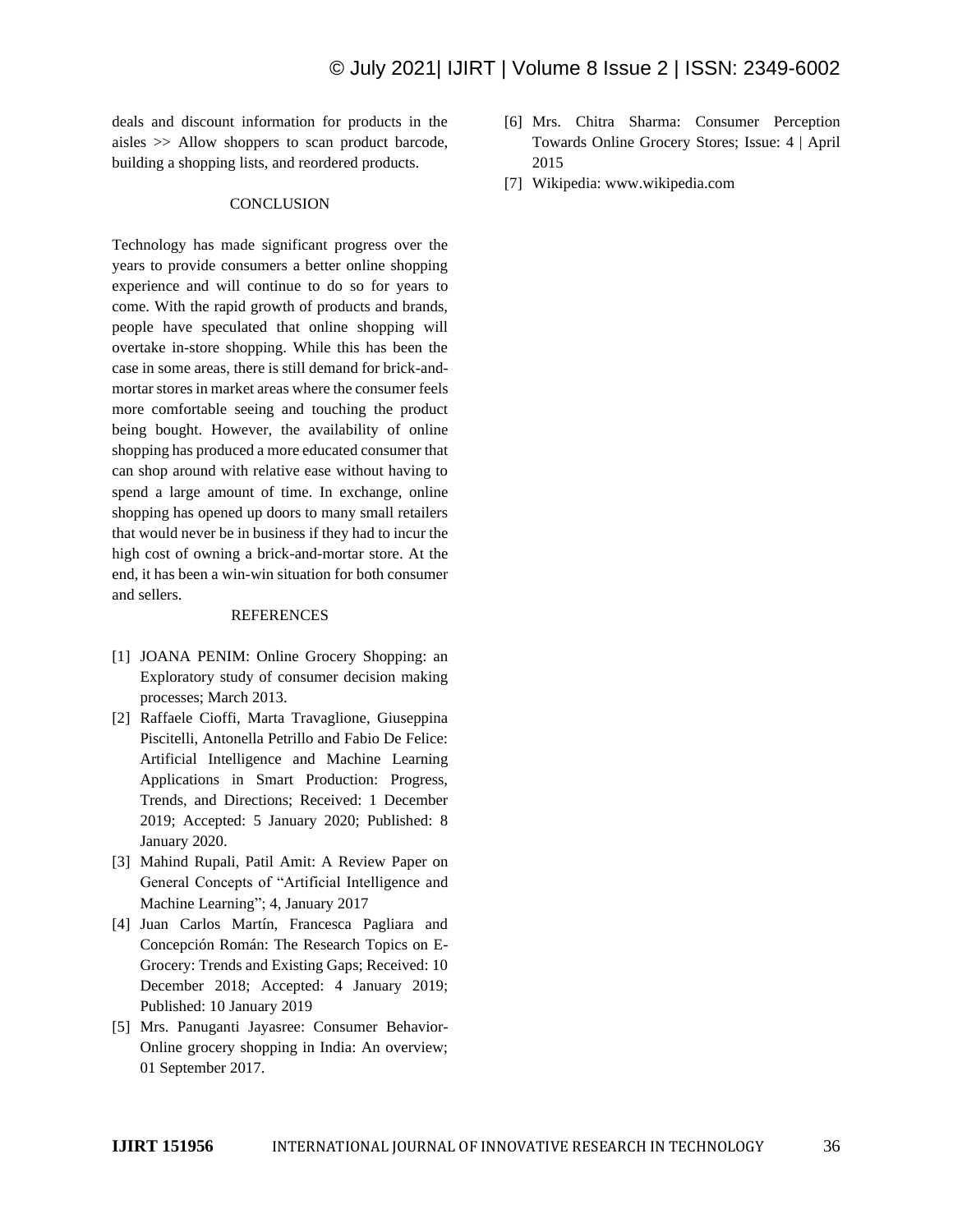deals and discount information for products in the aisles >> Allow shoppers to scan product barcode, building a shopping lists, and reordered products.

## CONCLUSION

Technology has made significant progress over the years to provide consumers a better online shopping experience and will continue to do so for years to come. With the rapid growth of products and brands, people have speculated that online shopping will overtake in-store shopping. While this has been the case in some areas, there is still demand for brick-and-mortar stores in market areas where the consumer feels more comfortable seeing and touching the product being bought. However, the availability of online shopping has produced a more educated consumer that can shop around with relative ease without having to spend a large amount of time. In exchange, online shopping has opened up doors to many small retailers that would never be in business if they had to incur the high cost of owning a brick-and-mortar store. At the end, it has been a win-win situation for both consumer and sellers.

## REFERENCES

[1] JOANA PENIM: Online Grocery Shopping: an Exploratory study of consumer decision making processes; March 2013.

[2] Raffaele Cioffi, Marta Travaglione, Giuseppina Piscitelli, Antonella Petrillo and Fabio De Felice: Artificial Intelligence and Machine Learning Applications in Smart Production: Progress, Trends, and Directions; Received: 1 December 2019; Accepted: 5 January 2020; Published: 8 January 2020.

[3] Mahind Rupali, Patil Amit: A Review Paper on General Concepts of "Artificial Intelligence and Machine Learning"; 4, January 2017

[4] Juan Carlos Martín, Francesca Pagliara and Concepción Román: The Research Topics on E-Grocery: Trends and Existing Gaps; Received: 10 December 2018; Accepted: 4 January 2019; Published: 10 January 2019

[5] Mrs. Panuganti Jayasree: Consumer Behavior-Online grocery shopping in India: An overview; 01 September 2017.

[6] Mrs. Chitra Sharma: Consumer Perception Towards Online Grocery Stores; Issue: 4 | April 2015

[7] Wikipedia: www.wikipedia.com